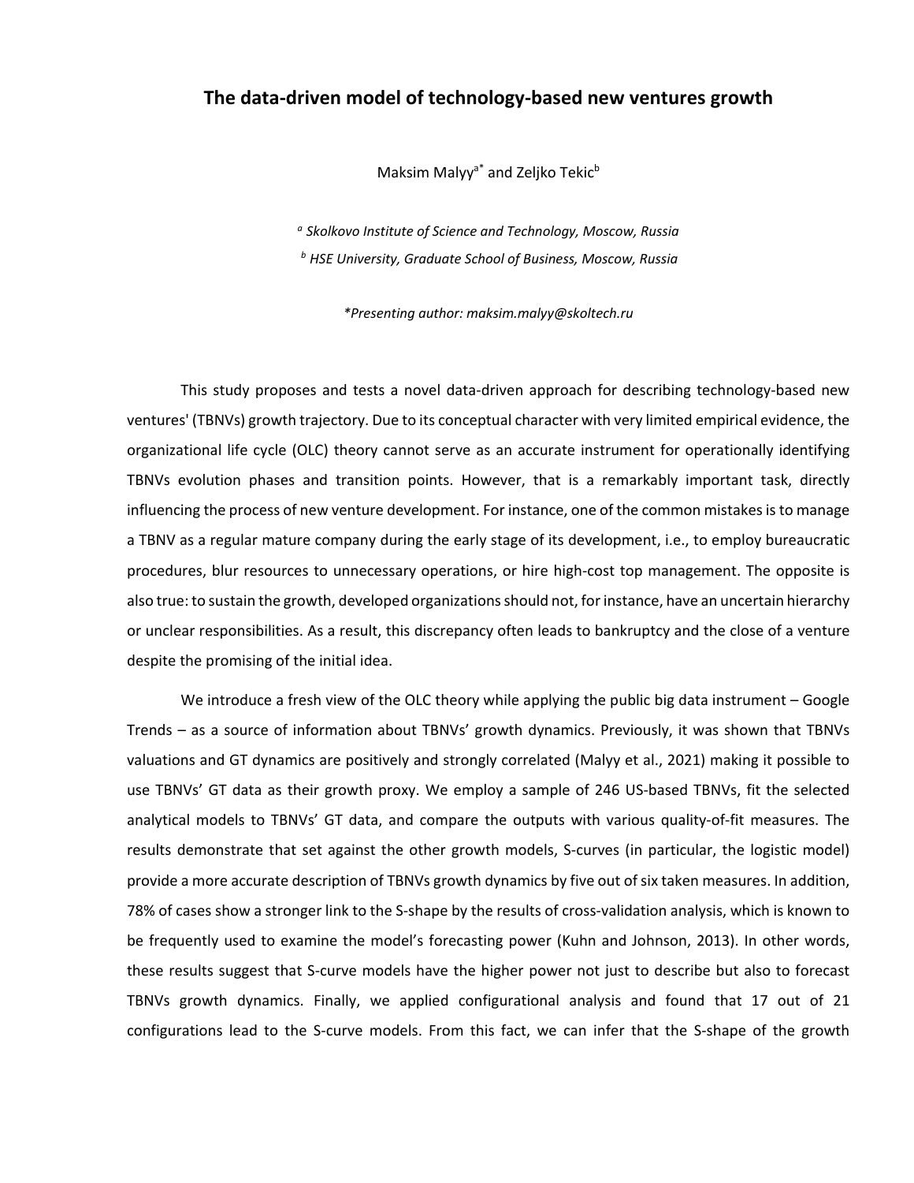# The data-driven model of technology-based new ventures growth

Maksim Malyy[a*] and Zeljko Tekic[b]

*[a] Skolkovo Institute of Science and Technology, Moscow, Russia*

*[b] HSE University, Graduate School of Business, Moscow, Russia*

*\*Presenting author: maksim.malyy@skoltech.ru*

This study proposes and tests a novel data-driven approach for describing technology-based new ventures' (TBNVs) growth trajectory. Due to its conceptual character with very limited empirical evidence, the organizational life cycle (OLC) theory cannot serve as an accurate instrument for operationally identifying TBNVs evolution phases and transition points. However, that is a remarkably important task, directly influencing the process of new venture development. For instance, one of the common mistakes is to manage a TBNV as a regular mature company during the early stage of its development, i.e., to employ bureaucratic procedures, blur resources to unnecessary operations, or hire high-cost top management. The opposite is also true: to sustain the growth, developed organizations should not, for instance, have an uncertain hierarchy or unclear responsibilities. As a result, this discrepancy often leads to bankruptcy and the close of a venture despite the promising of the initial idea.

We introduce a fresh view of the OLC theory while applying the public big data instrument – Google Trends – as a source of information about TBNVs' growth dynamics. Previously, it was shown that TBNVs valuations and GT dynamics are positively and strongly correlated (Malyy et al., 2021) making it possible to use TBNVs' GT data as their growth proxy. We employ a sample of 246 US-based TBNVs, fit the selected analytical models to TBNVs' GT data, and compare the outputs with various quality-of-fit measures. The results demonstrate that set against the other growth models, S-curves (in particular, the logistic model) provide a more accurate description of TBNVs growth dynamics by five out of six taken measures. In addition, 78% of cases show a stronger link to the S-shape by the results of cross-validation analysis, which is known to be frequently used to examine the model's forecasting power (Kuhn and Johnson, 2013). In other words, these results suggest that S-curve models have the higher power not just to describe but also to forecast TBNVs growth dynamics. Finally, we applied configurational analysis and found that 17 out of 21 configurations lead to the S-curve models. From this fact, we can infer that the S-shape of the growth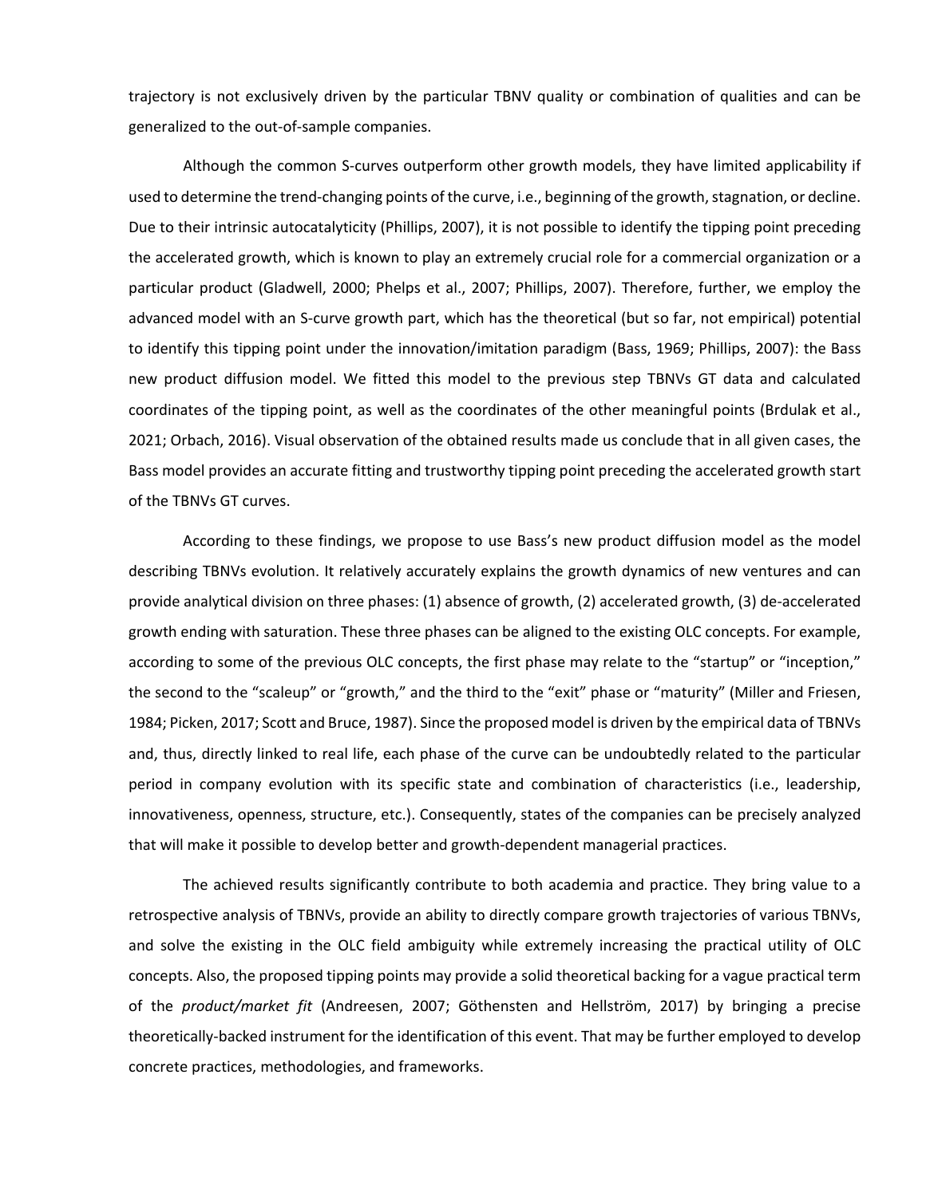trajectory is not exclusively driven by the particular TBNV quality or combination of qualities and can be generalized to the out-of-sample companies.

Although the common S-curves outperform other growth models, they have limited applicability if used to determine the trend-changing points of the curve, i.e., beginning of the growth, stagnation, or decline. Due to their intrinsic autocatalyticity (Phillips, 2007), it is not possible to identify the tipping point preceding the accelerated growth, which is known to play an extremely crucial role for a commercial organization or a particular product (Gladwell, 2000; Phelps et al., 2007; Phillips, 2007). Therefore, further, we employ the advanced model with an S-curve growth part, which has the theoretical (but so far, not empirical) potential to identify this tipping point under the innovation/imitation paradigm (Bass, 1969; Phillips, 2007): the Bass new product diffusion model. We fitted this model to the previous step TBNVs GT data and calculated coordinates of the tipping point, as well as the coordinates of the other meaningful points (Brdulak et al., 2021; Orbach, 2016). Visual observation of the obtained results made us conclude that in all given cases, the Bass model provides an accurate fitting and trustworthy tipping point preceding the accelerated growth start of the TBNVs GT curves.

According to these findings, we propose to use Bass's new product diffusion model as the model describing TBNVs evolution. It relatively accurately explains the growth dynamics of new ventures and can provide analytical division on three phases: (1) absence of growth, (2) accelerated growth, (3) de-accelerated growth ending with saturation. These three phases can be aligned to the existing OLC concepts. For example, according to some of the previous OLC concepts, the first phase may relate to the "startup" or "inception," the second to the "scaleup" or "growth," and the third to the "exit" phase or "maturity" (Miller and Friesen, 1984; Picken, 2017; Scott and Bruce, 1987). Since the proposed model is driven by the empirical data of TBNVs and, thus, directly linked to real life, each phase of the curve can be undoubtedly related to the particular period in company evolution with its specific state and combination of characteristics (i.e., leadership, innovativeness, openness, structure, etc.). Consequently, states of the companies can be precisely analyzed that will make it possible to develop better and growth-dependent managerial practices.

The achieved results significantly contribute to both academia and practice. They bring value to a retrospective analysis of TBNVs, provide an ability to directly compare growth trajectories of various TBNVs, and solve the existing in the OLC field ambiguity while extremely increasing the practical utility of OLC concepts. Also, the proposed tipping points may provide a solid theoretical backing for a vague practical term of the *product/market fit* (Andreesen, 2007; Göthensten and Hellström, 2017) by bringing a precise theoretically-backed instrument for the identification of this event. That may be further employed to develop concrete practices, methodologies, and frameworks.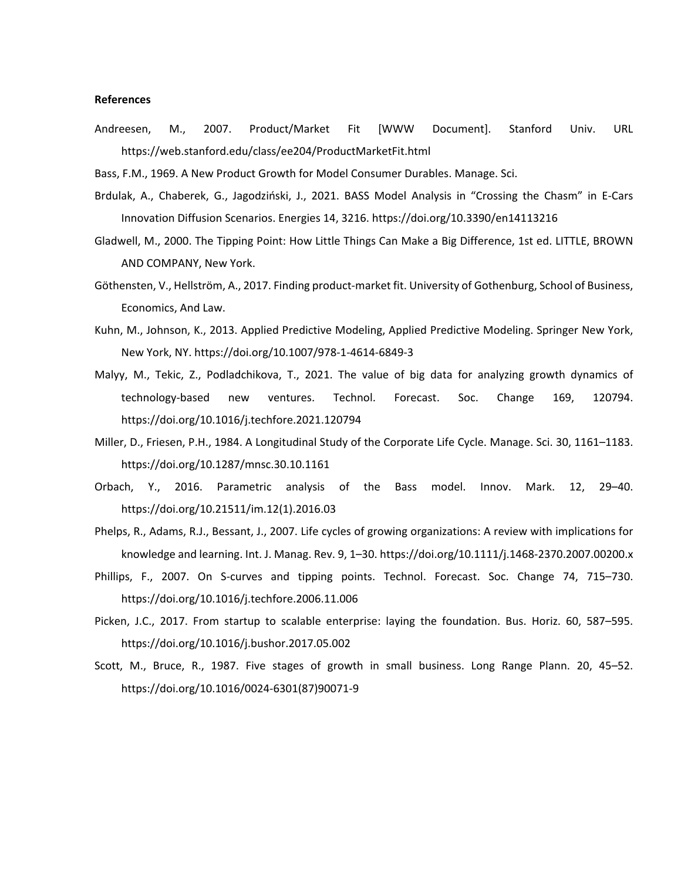**References**

Andreesen, M., 2007. Product/Market Fit [WWW Document]. Stanford Univ. URL https://web.stanford.edu/class/ee204/ProductMarketFit.html

Bass, F.M., 1969. A New Product Growth for Model Consumer Durables. Manage. Sci.

Brdulak, A., Chaberek, G., Jagodziński, J., 2021. BASS Model Analysis in "Crossing the Chasm" in E-Cars Innovation Diffusion Scenarios. Energies 14, 3216. https://doi.org/10.3390/en14113216

Gladwell, M., 2000. The Tipping Point: How Little Things Can Make a Big Difference, 1st ed. LITTLE, BROWN AND COMPANY, New York.

Göthensten, V., Hellström, A., 2017. Finding product-market fit. University of Gothenburg, School of Business, Economics, And Law.

Kuhn, M., Johnson, K., 2013. Applied Predictive Modeling, Applied Predictive Modeling. Springer New York, New York, NY. https://doi.org/10.1007/978-1-4614-6849-3

Malyy, M., Tekic, Z., Podladchikova, T., 2021. The value of big data for analyzing growth dynamics of technology-based new ventures. Technol. Forecast. Soc. Change 169, 120794. https://doi.org/10.1016/j.techfore.2021.120794

Miller, D., Friesen, P.H., 1984. A Longitudinal Study of the Corporate Life Cycle. Manage. Sci. 30, 1161–1183. https://doi.org/10.1287/mnsc.30.10.1161

Orbach, Y., 2016. Parametric analysis of the Bass model. Innov. Mark. 12, 29–40. https://doi.org/10.21511/im.12(1).2016.03

Phelps, R., Adams, R.J., Bessant, J., 2007. Life cycles of growing organizations: A review with implications for knowledge and learning. Int. J. Manag. Rev. 9, 1–30. https://doi.org/10.1111/j.1468-2370.2007.00200.x

Phillips, F., 2007. On S-curves and tipping points. Technol. Forecast. Soc. Change 74, 715–730. https://doi.org/10.1016/j.techfore.2006.11.006

Picken, J.C., 2017. From startup to scalable enterprise: laying the foundation. Bus. Horiz. 60, 587–595. https://doi.org/10.1016/j.bushor.2017.05.002

Scott, M., Bruce, R., 1987. Five stages of growth in small business. Long Range Plann. 20, 45–52. https://doi.org/10.1016/0024-6301(87)90071-9